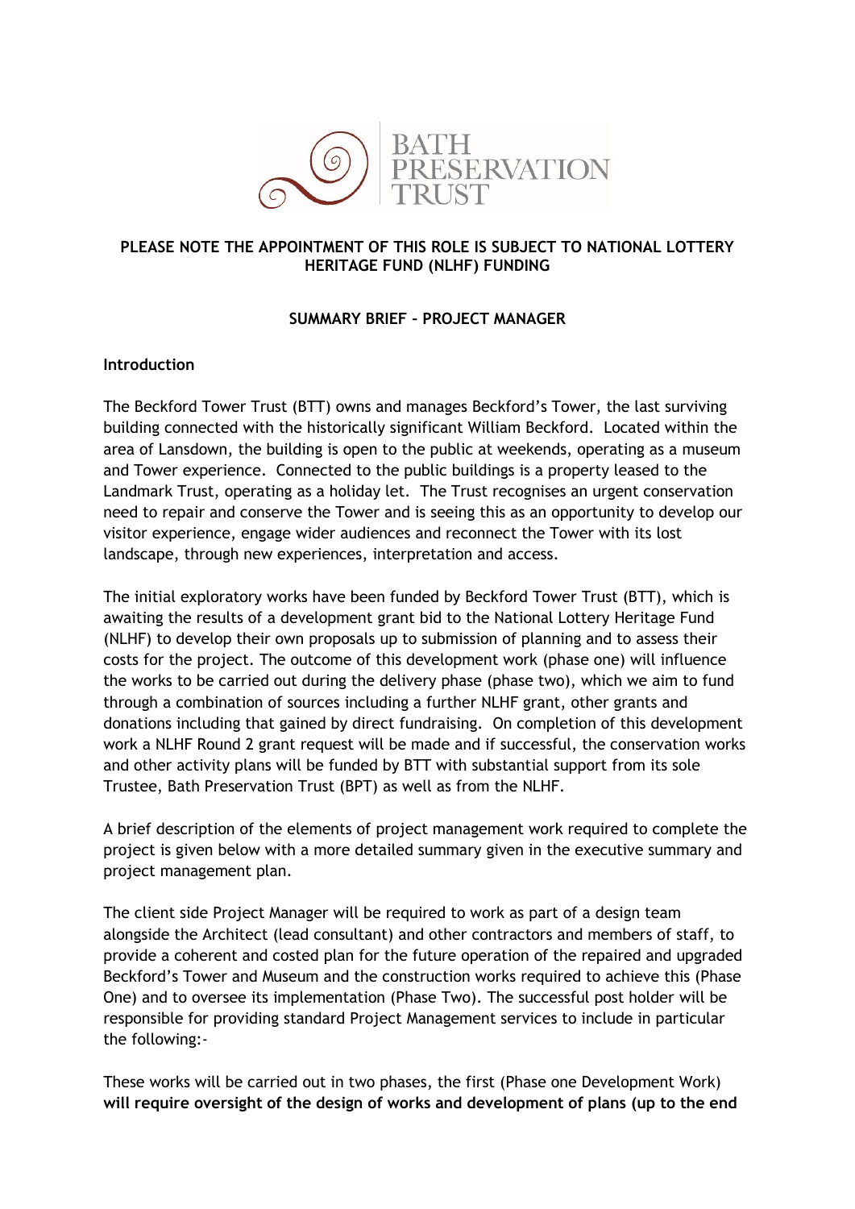BATH PRESERVATION TRUST

**PLEASE NOTE THE APPOINTMENT OF THIS ROLE IS SUBJECT TO NATIONAL LOTTERY HERITAGE FUND (NLHF) FUNDING**

**SUMMARY BRIEF – PROJECT MANAGER**

**Introduction**

The Beckford Tower Trust (BTT) owns and manages Beckford's Tower, the last surviving building connected with the historically significant William Beckford. Located within the area of Lansdown, the building is open to the public at weekends, operating as a museum and Tower experience. Connected to the public buildings is a property leased to the Landmark Trust, operating as a holiday let. The Trust recognises an urgent conservation need to repair and conserve the Tower and is seeing this as an opportunity to develop our visitor experience, engage wider audiences and reconnect the Tower with its lost landscape, through new experiences, interpretation and access.

The initial exploratory works have been funded by Beckford Tower Trust (BTT), which is awaiting the results of a development grant bid to the National Lottery Heritage Fund (NLHF) to develop their own proposals up to submission of planning and to assess their costs for the project. The outcome of this development work (phase one) will influence the works to be carried out during the delivery phase (phase two), which we aim to fund through a combination of sources including a further NLHF grant, other grants and donations including that gained by direct fundraising. On completion of this development work a NLHF Round 2 grant request will be made and if successful, the conservation works and other activity plans will be funded by BTT with substantial support from its sole Trustee, Bath Preservation Trust (BPT) as well as from the NLHF.

A brief description of the elements of project management work required to complete the project is given below with a more detailed summary given in the executive summary and project management plan.

The client side Project Manager will be required to work as part of a design team alongside the Architect (lead consultant) and other contractors and members of staff, to provide a coherent and costed plan for the future operation of the repaired and upgraded Beckford's Tower and Museum and the construction works required to achieve this (Phase One) and to oversee its implementation (Phase Two). The successful post holder will be responsible for providing standard Project Management services to include in particular the following:-

These works will be carried out in two phases, the first (Phase one Development Work) **will require oversight of the design of works and development of plans (up to the end**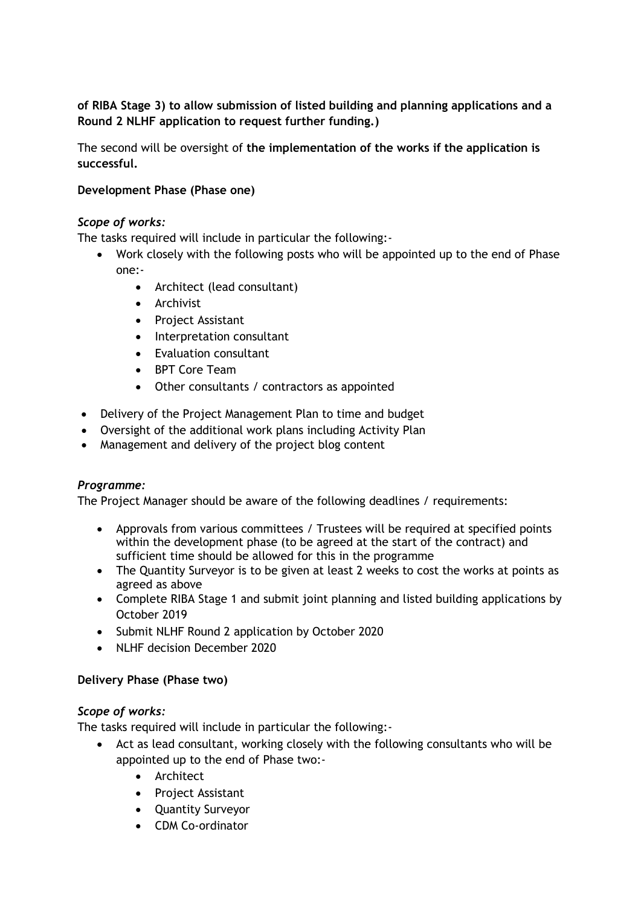**of RIBA Stage 3) to allow submission of listed building and planning applications and a Round 2 NLHF application to request further funding.)**

The second will be oversight of **the implementation of the works if the application is successful.**

**Development Phase (Phase one)**

***Scope of works:***
The tasks required will include in particular the following:-

- Work closely with the following posts who will be appointed up to the end of Phase one:-
    - Architect (lead consultant)
    - Archivist
    - Project Assistant
    - Interpretation consultant
    - Evaluation consultant
    - BPT Core Team
    - Other consultants / contractors as appointed
- Delivery of the Project Management Plan to time and budget
- Oversight of the additional work plans including Activity Plan
- Management and delivery of the project blog content

***Programme:***
The Project Manager should be aware of the following deadlines / requirements:

- Approvals from various committees / Trustees will be required at specified points within the development phase (to be agreed at the start of the contract) and sufficient time should be allowed for this in the programme
- The Quantity Surveyor is to be given at least 2 weeks to cost the works at points as agreed as above
- Complete RIBA Stage 1 and submit joint planning and listed building applications by October 2019
- Submit NLHF Round 2 application by October 2020
- NLHF decision December 2020

**Delivery Phase (Phase two)**

***Scope of works:***
The tasks required will include in particular the following:-

- Act as lead consultant, working closely with the following consultants who will be appointed up to the end of Phase two:-
    - Architect
    - Project Assistant
    - Quantity Surveyor
    - CDM Co-ordinator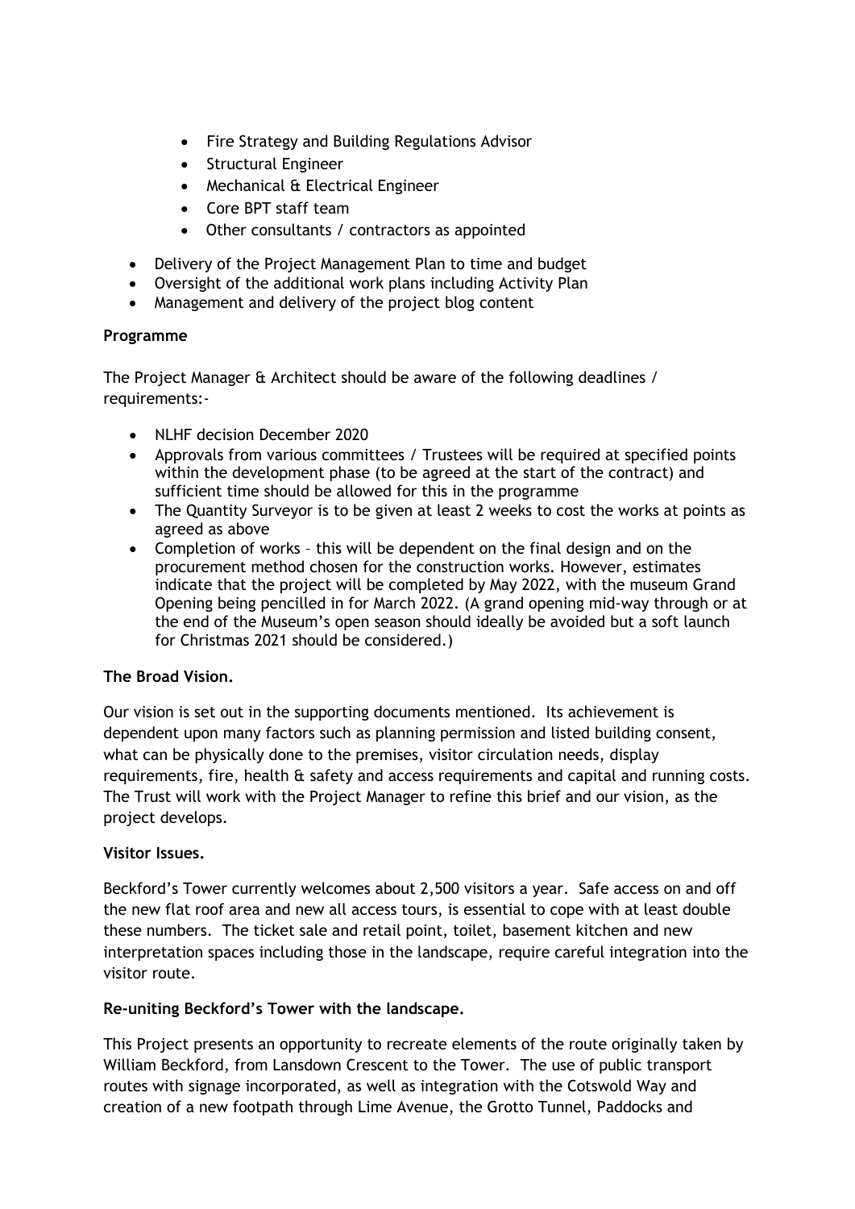- Fire Strategy and Building Regulations Advisor
  - Structural Engineer
  - Mechanical & Electrical Engineer
  - Core BPT staff team
  - Other consultants / contractors as appointed

- Delivery of the Project Management Plan to time and budget
- Oversight of the additional work plans including Activity Plan
- Management and delivery of the project blog content

**Programme**

The Project Manager & Architect should be aware of the following deadlines / requirements:-

- NLHF decision December 2020
- Approvals from various committees / Trustees will be required at specified points within the development phase (to be agreed at the start of the contract) and sufficient time should be allowed for this in the programme
- The Quantity Surveyor is to be given at least 2 weeks to cost the works at points as agreed as above
- Completion of works – this will be dependent on the final design and on the procurement method chosen for the construction works. However, estimates indicate that the project will be completed by May 2022, with the museum Grand Opening being pencilled in for March 2022. (A grand opening mid-way through or at the end of the Museum's open season should ideally be avoided but a soft launch for Christmas 2021 should be considered.)

**The Broad Vision.**

Our vision is set out in the supporting documents mentioned. Its achievement is dependent upon many factors such as planning permission and listed building consent, what can be physically done to the premises, visitor circulation needs, display requirements, fire, health & safety and access requirements and capital and running costs. The Trust will work with the Project Manager to refine this brief and our vision, as the project develops.

**Visitor Issues.**

Beckford's Tower currently welcomes about 2,500 visitors a year. Safe access on and off the new flat roof area and new all access tours, is essential to cope with at least double these numbers. The ticket sale and retail point, toilet, basement kitchen and new interpretation spaces including those in the landscape, require careful integration into the visitor route.

**Re-uniting Beckford's Tower with the landscape.**

This Project presents an opportunity to recreate elements of the route originally taken by William Beckford, from Lansdown Crescent to the Tower. The use of public transport routes with signage incorporated, as well as integration with the Cotswold Way and creation of a new footpath through Lime Avenue, the Grotto Tunnel, Paddocks and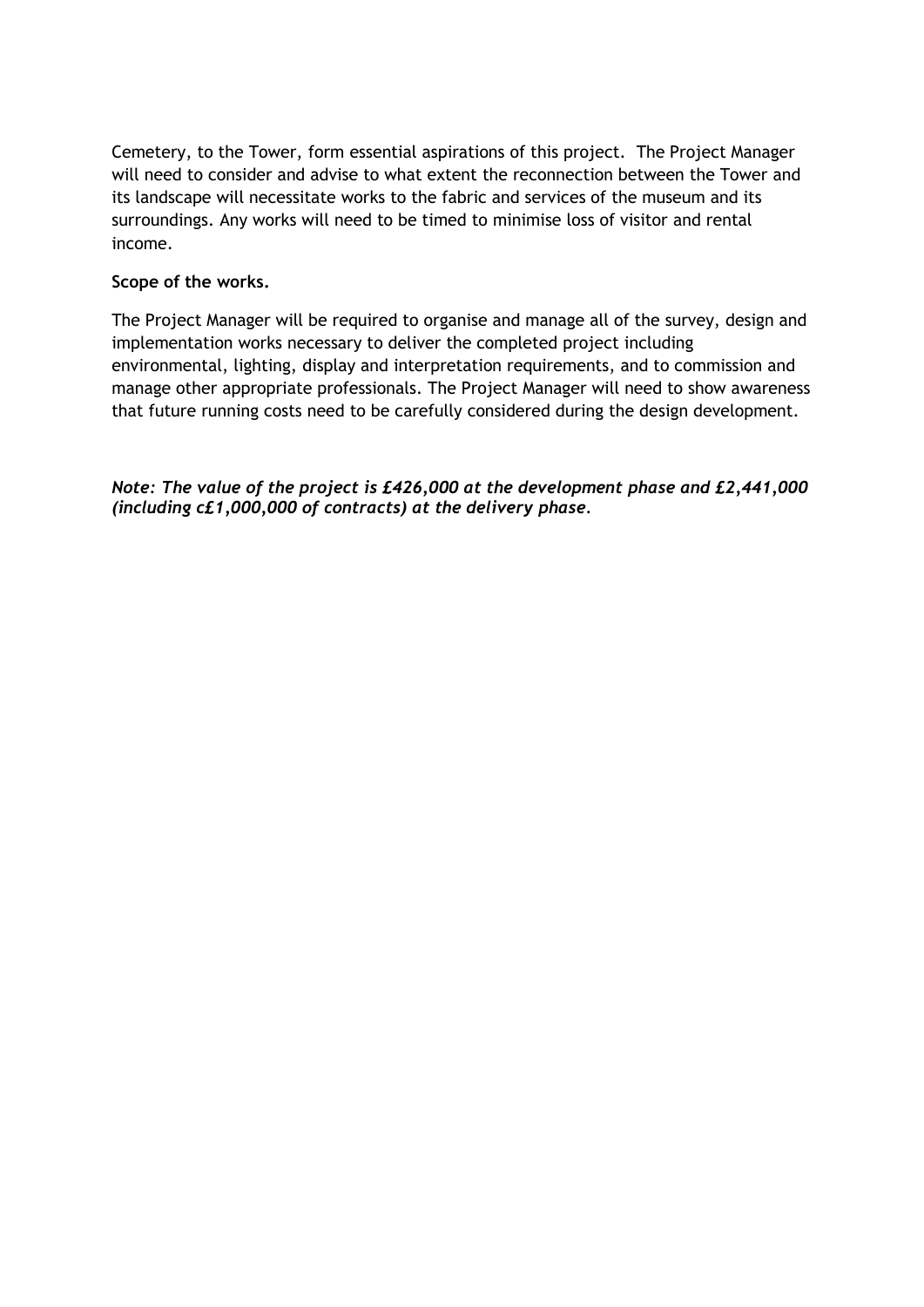Cemetery, to the Tower, form essential aspirations of this project. The Project Manager will need to consider and advise to what extent the reconnection between the Tower and its landscape will necessitate works to the fabric and services of the museum and its surroundings. Any works will need to be timed to minimise loss of visitor and rental income.

**Scope of the works.**

The Project Manager will be required to organise and manage all of the survey, design and implementation works necessary to deliver the completed project including environmental, lighting, display and interpretation requirements, and to commission and manage other appropriate professionals. The Project Manager will need to show awareness that future running costs need to be carefully considered during the design development.

***Note: The value of the project is £426,000 at the development phase and £2,441,000 (including c£1,000,000 of contracts) at the delivery phase.***